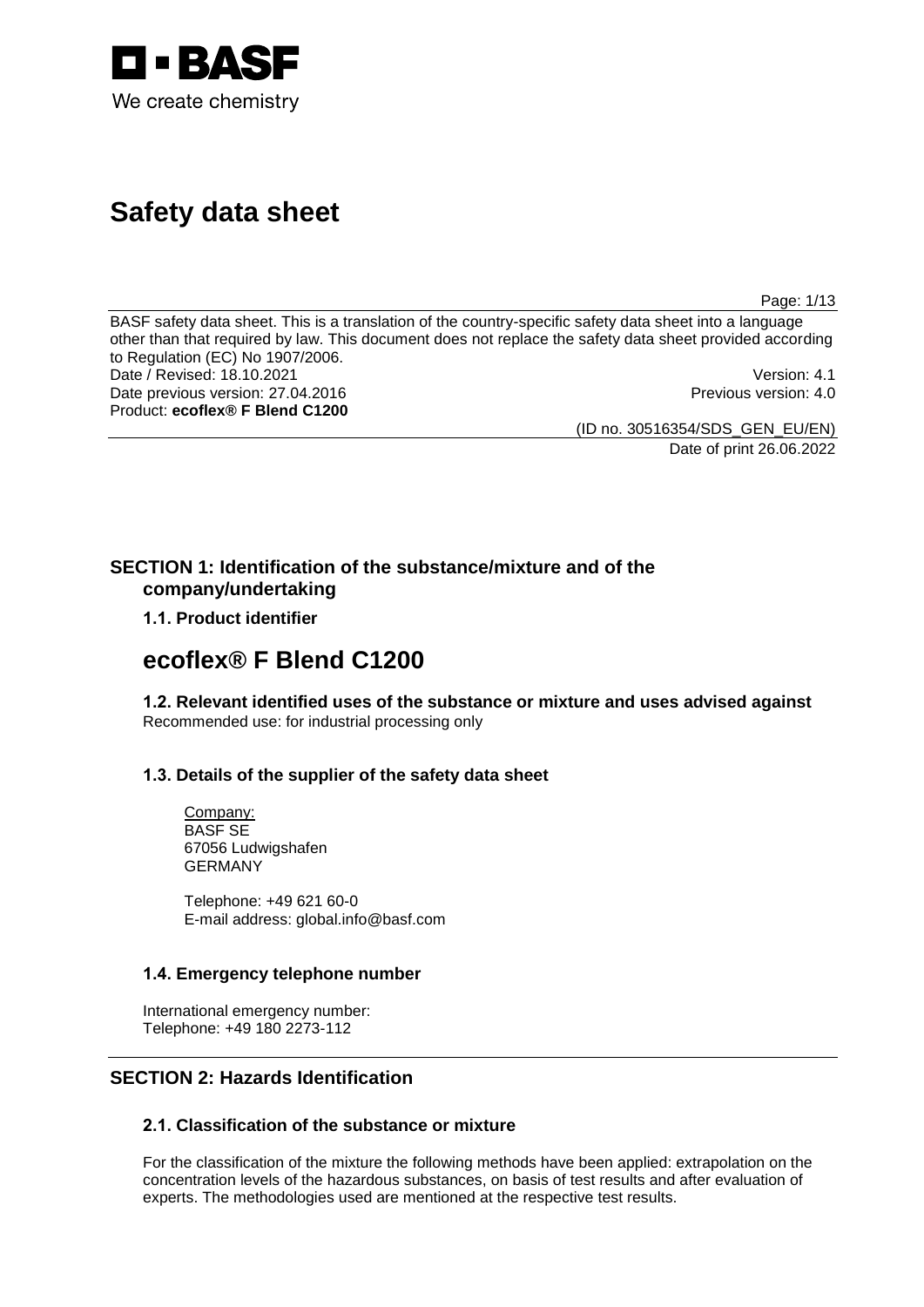BASF

We create chemistry

# Safety data sheet

BASF safety data sheet. This is a translation of the country-specific safety data sheet into a language other than that required by law. This document does not replace the safety data sheet provided according to Regulation (EC) No 1907/2006.

Date / Revised: 18.10.2021 Version: 4.1

Date previous version: 27.04.2016 Previous version: 4.0

Product: **ecoflex® F Blend C1200**

(ID no. 30516354/SDS_GEN_EU/EN)

Date of print 26.06.2022

## SECTION 1: Identification of the substance/mixture and of the company/undertaking

### 1.1. Product identifier

# ecoflex® F Blend C1200

### 1.2. Relevant identified uses of the substance or mixture and uses advised against

Recommended use: for industrial processing only

### 1.3. Details of the supplier of the safety data sheet

Company:
BASF SE
67056 Ludwigshafen
GERMANY

Telephone: +49 621 60-0
E-mail address: global.info@basf.com

### 1.4. Emergency telephone number

International emergency number:
Telephone: +49 180 2273-112

## SECTION 2: Hazards Identification

### 2.1. Classification of the substance or mixture

For the classification of the mixture the following methods have been applied: extrapolation on the concentration levels of the hazardous substances, on basis of test results and after evaluation of experts. The methodologies used are mentioned at the respective test results.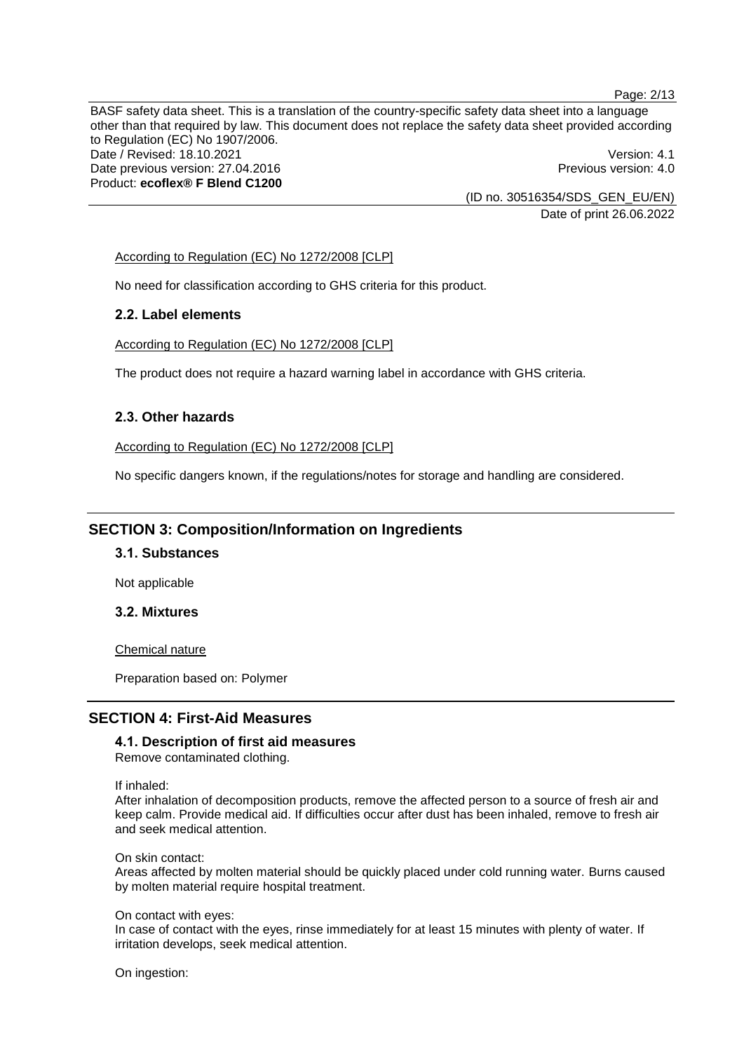According to Regulation (EC) No 1272/2008 [CLP]

No need for classification according to GHS criteria for this product.

### 2.2. Label elements

According to Regulation (EC) No 1272/2008 [CLP]

The product does not require a hazard warning label in accordance with GHS criteria.

### 2.3. Other hazards

According to Regulation (EC) No 1272/2008 [CLP]

No specific dangers known, if the regulations/notes for storage and handling are considered.

## SECTION 3: Composition/Information on Ingredients

### 3.1. Substances

Not applicable

### 3.2. Mixtures

Chemical nature

Preparation based on: Polymer

## SECTION 4: First-Aid Measures

### 4.1. Description of first aid measures

Remove contaminated clothing.

If inhaled:
After inhalation of decomposition products, remove the affected person to a source of fresh air and keep calm. Provide medical aid. If difficulties occur after dust has been inhaled, remove to fresh air and seek medical attention.

On skin contact:
Areas affected by molten material should be quickly placed under cold running water. Burns caused by molten material require hospital treatment.

On contact with eyes:
In case of contact with the eyes, rinse immediately for at least 15 minutes with plenty of water. If irritation develops, seek medical attention.

On ingestion: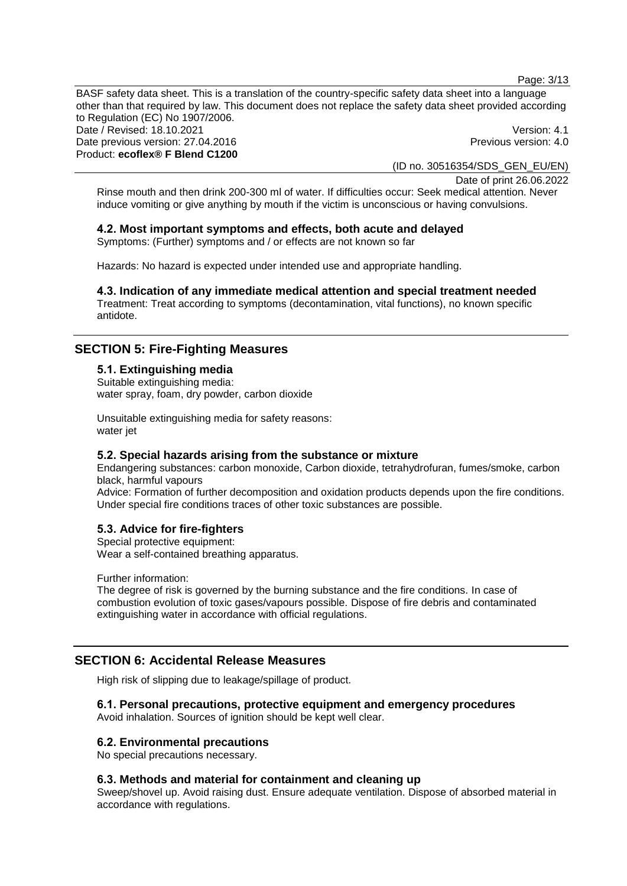Rinse mouth and then drink 200-300 ml of water. If difficulties occur: Seek medical attention. Never induce vomiting or give anything by mouth if the victim is unconscious or having convulsions.

### 4.2. Most important symptoms and effects, both acute and delayed

Symptoms: (Further) symptoms and / or effects are not known so far

Hazards: No hazard is expected under intended use and appropriate handling.

### 4.3. Indication of any immediate medical attention and special treatment needed

Treatment: Treat according to symptoms (decontamination, vital functions), no known specific antidote.

## SECTION 5: Fire-Fighting Measures

### 5.1. Extinguishing media

Suitable extinguishing media:
water spray, foam, dry powder, carbon dioxide

Unsuitable extinguishing media for safety reasons:
water jet

### 5.2. Special hazards arising from the substance or mixture

Endangering substances: carbon monoxide, Carbon dioxide, tetrahydrofuran, fumes/smoke, carbon black, harmful vapours
Advice: Formation of further decomposition and oxidation products depends upon the fire conditions. Under special fire conditions traces of other toxic substances are possible.

### 5.3. Advice for fire-fighters

Special protective equipment:
Wear a self-contained breathing apparatus.

Further information:
The degree of risk is governed by the burning substance and the fire conditions. In case of combustion evolution of toxic gases/vapours possible. Dispose of fire debris and contaminated extinguishing water in accordance with official regulations.

## SECTION 6: Accidental Release Measures

High risk of slipping due to leakage/spillage of product.

### 6.1. Personal precautions, protective equipment and emergency procedures

Avoid inhalation. Sources of ignition should be kept well clear.

### 6.2. Environmental precautions

No special precautions necessary.

### 6.3. Methods and material for containment and cleaning up

Sweep/shovel up. Avoid raising dust. Ensure adequate ventilation. Dispose of absorbed material in accordance with regulations.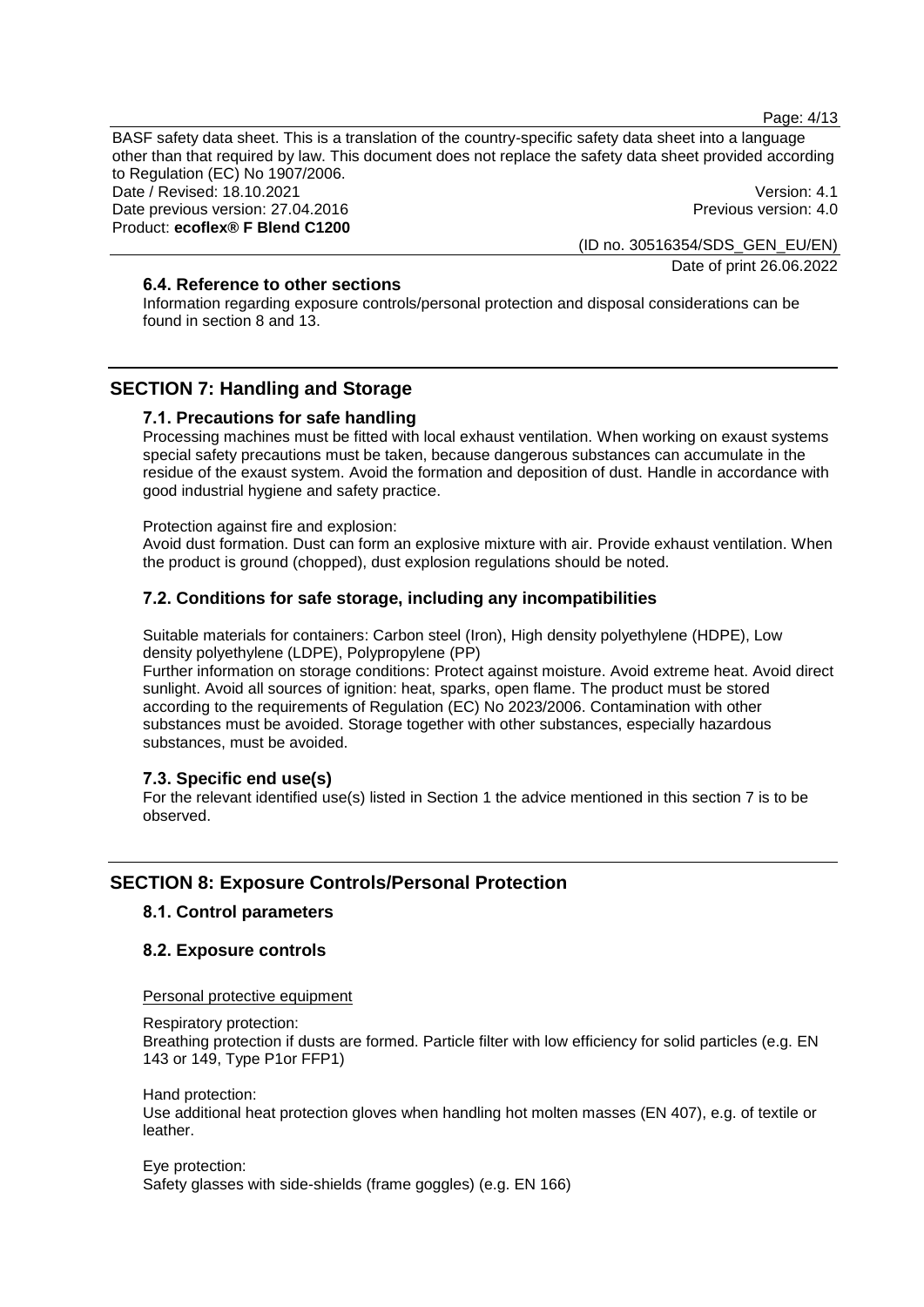### 6.4. Reference to other sections

Information regarding exposure controls/personal protection and disposal considerations can be found in section 8 and 13.

## SECTION 7: Handling and Storage

### 7.1. Precautions for safe handling

Processing machines must be fitted with local exhaust ventilation. When working on exaust systems special safety precautions must be taken, because dangerous substances can accumulate in the residue of the exaust system. Avoid the formation and deposition of dust. Handle in accordance with good industrial hygiene and safety practice.

Protection against fire and explosion:
Avoid dust formation. Dust can form an explosive mixture with air. Provide exhaust ventilation. When the product is ground (chopped), dust explosion regulations should be noted.

### 7.2. Conditions for safe storage, including any incompatibilities

Suitable materials for containers: Carbon steel (Iron), High density polyethylene (HDPE), Low density polyethylene (LDPE), Polypropylene (PP)
Further information on storage conditions: Protect against moisture. Avoid extreme heat. Avoid direct sunlight. Avoid all sources of ignition: heat, sparks, open flame. The product must be stored according to the requirements of Regulation (EC) No 2023/2006. Contamination with other substances must be avoided. Storage together with other substances, especially hazardous substances, must be avoided.

### 7.3. Specific end use(s)

For the relevant identified use(s) listed in Section 1 the advice mentioned in this section 7 is to be observed.

## SECTION 8: Exposure Controls/Personal Protection

### 8.1. Control parameters

### 8.2. Exposure controls

Personal protective equipment

Respiratory protection:
Breathing protection if dusts are formed. Particle filter with low efficiency for solid particles (e.g. EN 143 or 149, Type P1or FFP1)

Hand protection:
Use additional heat protection gloves when handling hot molten masses (EN 407), e.g. of textile or leather.

Eye protection:
Safety glasses with side-shields (frame goggles) (e.g. EN 166)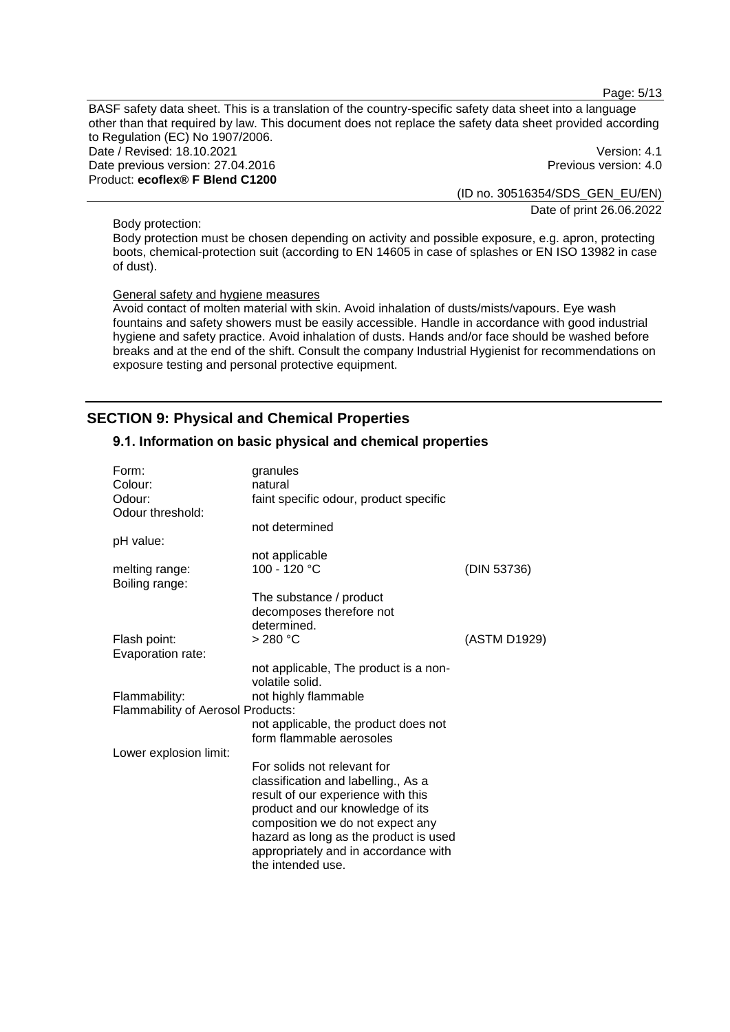Body protection:

Body protection must be chosen depending on activity and possible exposure, e.g. apron, protecting boots, chemical-protection suit (according to EN 14605 in case of splashes or EN ISO 13982 in case of dust).

General safety and hygiene measures

Avoid contact of molten material with skin. Avoid inhalation of dusts/mists/vapours. Eye wash fountains and safety showers must be easily accessible. Handle in accordance with good industrial hygiene and safety practice. Avoid inhalation of dusts. Hands and/or face should be washed before breaks and at the end of the shift. Consult the company Industrial Hygienist for recommendations on exposure testing and personal protective equipment.

## SECTION 9: Physical and Chemical Properties

### 9.1. Information on basic physical and chemical properties

| | | |
|---|---|---|
| Form: | granules | |
| Colour: | natural | |
| Odour: | faint specific odour, product specific | |
| Odour threshold: | not determined | |
| pH value: | not applicable | |
| melting range: | 100 - 120 °C | (DIN 53736) |
| Boiling range: | The substance / product decomposes therefore not determined. | |
| Flash point: | > 280 °C | (ASTM D1929) |
| Evaporation rate: | not applicable, The product is a non-volatile solid. | |
| Flammability: | not highly flammable | |
| Flammability of Aerosol Products: | not applicable, the product does not form flammable aerosoles | |
| Lower explosion limit: | For solids not relevant for classification and labelling., As a result of our experience with this product and our knowledge of its composition we do not expect any hazard as long as the product is used appropriately and in accordance with the intended use. | |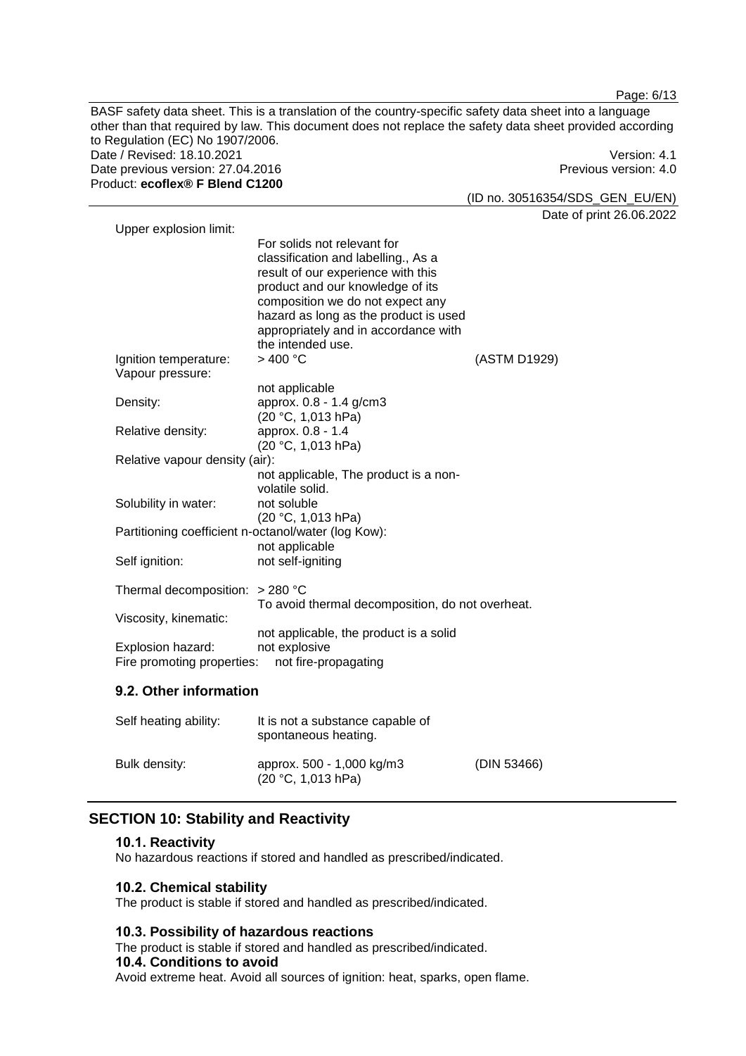Upper explosion limit:

For solids not relevant for classification and labelling., As a result of our experience with this product and our knowledge of its composition we do not expect any hazard as long as the product is used appropriately and in accordance with the intended use.

| | | |
|---|---|---|
| Ignition temperature: | > 400 °C | (ASTM D1929) |
| Vapour pressure: | not applicable | |
| Density: | approx. 0.8 - 1.4 g/cm3 (20 °C, 1,013 hPa) | |
| Relative density: | approx. 0.8 - 1.4 (20 °C, 1,013 hPa) | |
| Relative vapour density (air): | not applicable, The product is a non-volatile solid. | |
| Solubility in water: | not soluble (20 °C, 1,013 hPa) | |
| Partitioning coefficient n-octanol/water (log Kow): | not applicable | |
| Self ignition: | not self-igniting | |
| Thermal decomposition: | > 280 °C To avoid thermal decomposition, do not overheat. | |
| Viscosity, kinematic: | not applicable, the product is a solid | |
| Explosion hazard: | not explosive | |
| Fire promoting properties: | not fire-propagating | |

## 9.2. Other information

| | | |
|---|---|---|
| Self heating ability: | It is not a substance capable of spontaneous heating. | |
| Bulk density: | approx. 500 - 1,000 kg/m3 (20 °C, 1,013 hPa) | (DIN 53466) |

# SECTION 10: Stability and Reactivity

### 10.1. Reactivity

No hazardous reactions if stored and handled as prescribed/indicated.

### 10.2. Chemical stability

The product is stable if stored and handled as prescribed/indicated.

### 10.3. Possibility of hazardous reactions

The product is stable if stored and handled as prescribed/indicated.

### 10.4. Conditions to avoid

Avoid extreme heat. Avoid all sources of ignition: heat, sparks, open flame.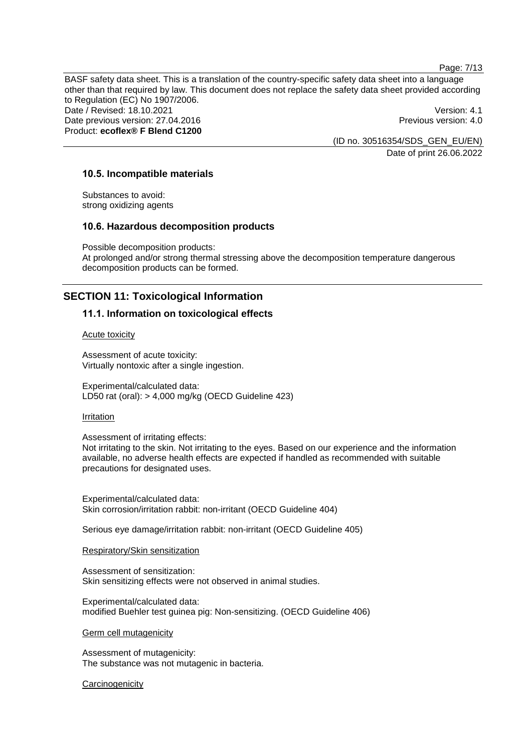### 10.5. Incompatible materials

Substances to avoid:
strong oxidizing agents

### 10.6. Hazardous decomposition products

Possible decomposition products:
At prolonged and/or strong thermal stressing above the decomposition temperature dangerous decomposition products can be formed.

## SECTION 11: Toxicological Information

### 11.1. Information on toxicological effects

Acute toxicity

Assessment of acute toxicity:
Virtually nontoxic after a single ingestion.

Experimental/calculated data:
LD50 rat (oral): > 4,000 mg/kg (OECD Guideline 423)

Irritation

Assessment of irritating effects:
Not irritating to the skin. Not irritating to the eyes. Based on our experience and the information available, no adverse health effects are expected if handled as recommended with suitable precautions for designated uses.

Experimental/calculated data:
Skin corrosion/irritation rabbit: non-irritant (OECD Guideline 404)

Serious eye damage/irritation rabbit: non-irritant (OECD Guideline 405)

Respiratory/Skin sensitization

Assessment of sensitization:
Skin sensitizing effects were not observed in animal studies.

Experimental/calculated data:
modified Buehler test guinea pig: Non-sensitizing. (OECD Guideline 406)

Germ cell mutagenicity

Assessment of mutagenicity:
The substance was not mutagenic in bacteria.

Carcinogenicity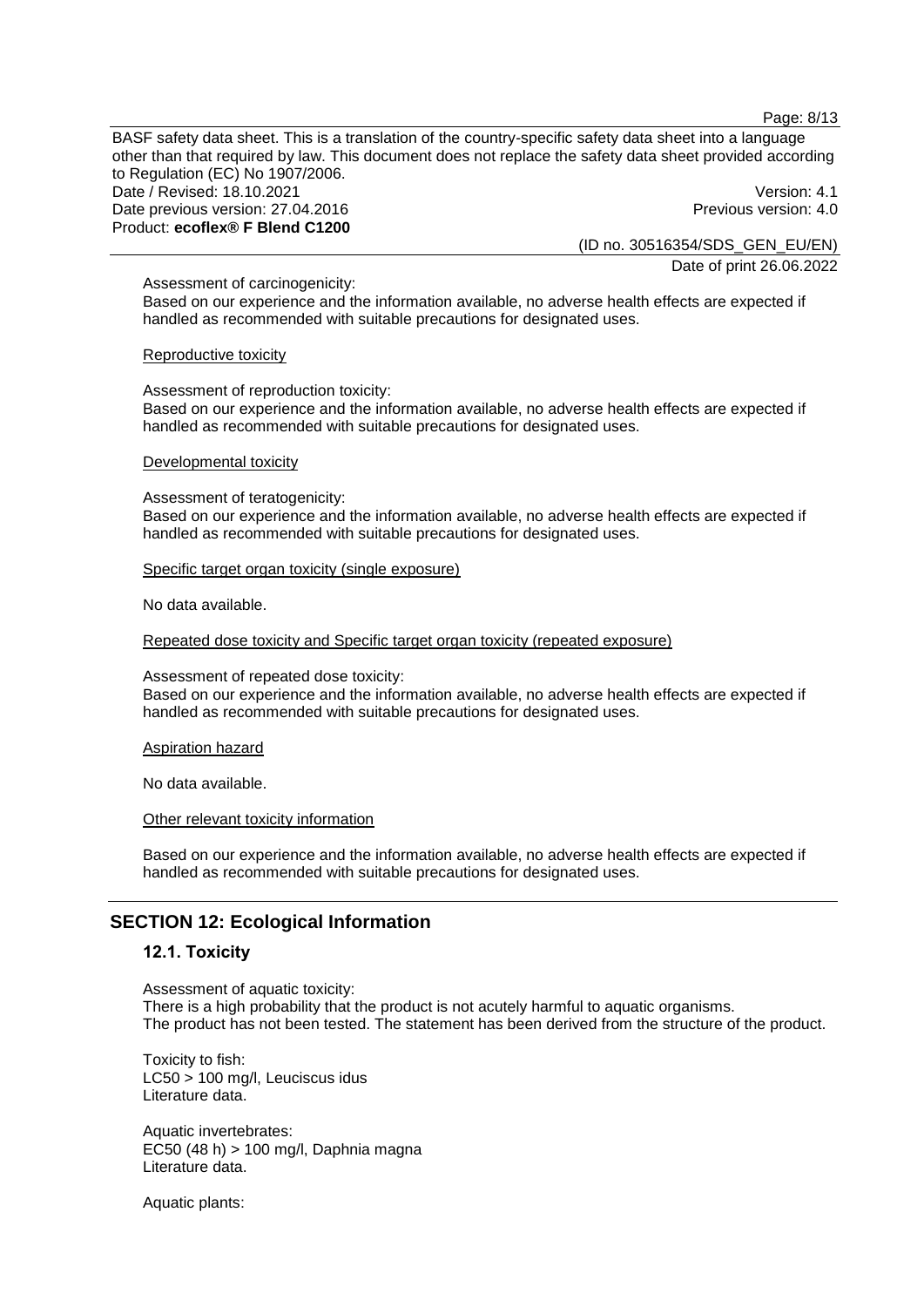Assessment of carcinogenicity:
Based on our experience and the information available, no adverse health effects are expected if handled as recommended with suitable precautions for designated uses.

Reproductive toxicity

Assessment of reproduction toxicity:
Based on our experience and the information available, no adverse health effects are expected if handled as recommended with suitable precautions for designated uses.

Developmental toxicity

Assessment of teratogenicity:
Based on our experience and the information available, no adverse health effects are expected if handled as recommended with suitable precautions for designated uses.

Specific target organ toxicity (single exposure)

No data available.

Repeated dose toxicity and Specific target organ toxicity (repeated exposure)

Assessment of repeated dose toxicity:
Based on our experience and the information available, no adverse health effects are expected if handled as recommended with suitable precautions for designated uses.

Aspiration hazard

No data available.

Other relevant toxicity information

Based on our experience and the information available, no adverse health effects are expected if handled as recommended with suitable precautions for designated uses.

## SECTION 12: Ecological Information

### 12.1. Toxicity

Assessment of aquatic toxicity:
There is a high probability that the product is not acutely harmful to aquatic organisms.
The product has not been tested. The statement has been derived from the structure of the product.

Toxicity to fish:
LC50 > 100 mg/l, Leuciscus idus
Literature data.

Aquatic invertebrates:
EC50 (48 h) > 100 mg/l, Daphnia magna
Literature data.

Aquatic plants: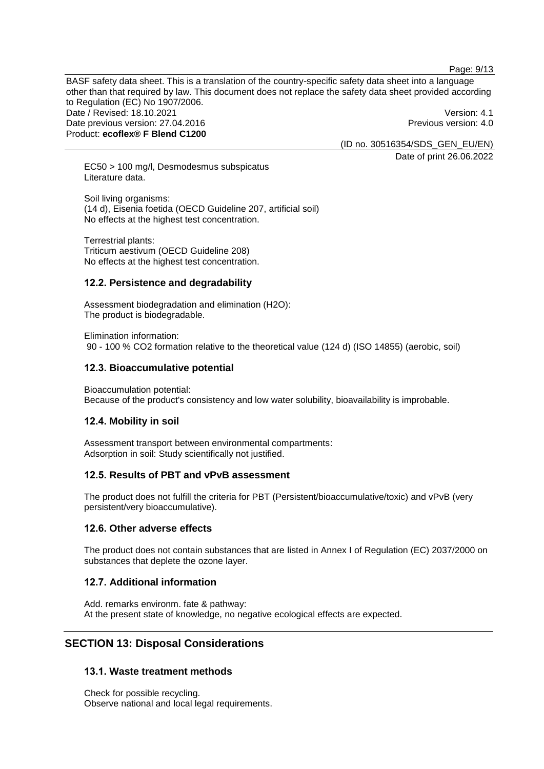EC50 > 100 mg/l, Desmodesmus subspicatus
Literature data.

Soil living organisms:
(14 d), Eisenia foetida (OECD Guideline 207, artificial soil)
No effects at the highest test concentration.

Terrestrial plants:
Triticum aestivum (OECD Guideline 208)
No effects at the highest test concentration.

### 12.2. Persistence and degradability

Assessment biodegradation and elimination ($H_2O$):
The product is biodegradable.

Elimination information:
90 - 100 % $CO_2$ formation relative to the theoretical value (124 d) (ISO 14855) (aerobic, soil)

### 12.3. Bioaccumulative potential

Bioaccumulation potential:
Because of the product's consistency and low water solubility, bioavailability is improbable.

### 12.4. Mobility in soil

Assessment transport between environmental compartments:
Adsorption in soil: Study scientifically not justified.

### 12.5. Results of PBT and vPvB assessment

The product does not fulfill the criteria for PBT (Persistent/bioaccumulative/toxic) and vPvB (very persistent/very bioaccumulative).

### 12.6. Other adverse effects

The product does not contain substances that are listed in Annex I of Regulation (EC) 2037/2000 on substances that deplete the ozone layer.

### 12.7. Additional information

Add. remarks environm. fate & pathway:
At the present state of knowledge, no negative ecological effects are expected.

## SECTION 13: Disposal Considerations

### 13.1. Waste treatment methods

Check for possible recycling.
Observe national and local legal requirements.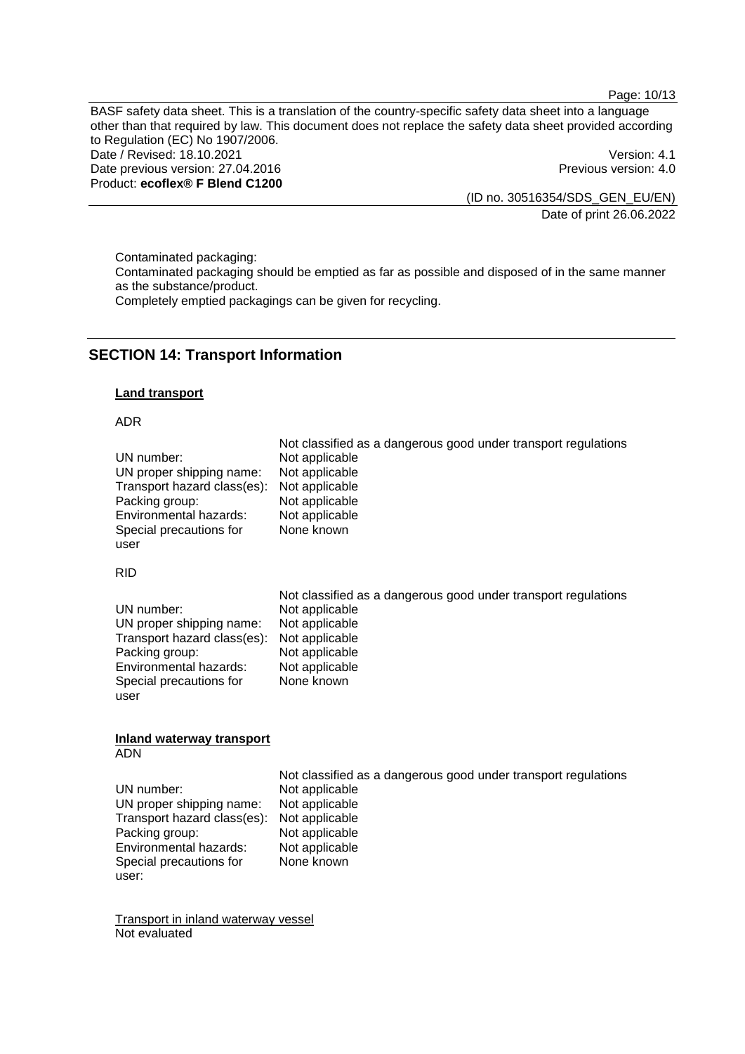Contaminated packaging:

Contaminated packaging should be emptied as far as possible and disposed of in the same manner as the substance/product.

Completely emptied packagings can be given for recycling.

## SECTION 14: Transport Information

### Land transport

ADR

| | Not classified as a dangerous good under transport regulations |
|---|---|
| UN number: | Not applicable |
| UN proper shipping name: | Not applicable |
| Transport hazard class(es): | Not applicable |
| Packing group: | Not applicable |
| Environmental hazards: | Not applicable |
| Special precautions for user | None known |

RID

| | Not classified as a dangerous good under transport regulations |
|---|---|
| UN number: | Not applicable |
| UN proper shipping name: | Not applicable |
| Transport hazard class(es): | Not applicable |
| Packing group: | Not applicable |
| Environmental hazards: | Not applicable |
| Special precautions for user | None known |

### Inland waterway transport

ADN

| | Not classified as a dangerous good under transport regulations |
|---|---|
| UN number: | Not applicable |
| UN proper shipping name: | Not applicable |
| Transport hazard class(es): | Not applicable |
| Packing group: | Not applicable |
| Environmental hazards: | Not applicable |
| Special precautions for user: | None known |

Transport in inland waterway vessel

Not evaluated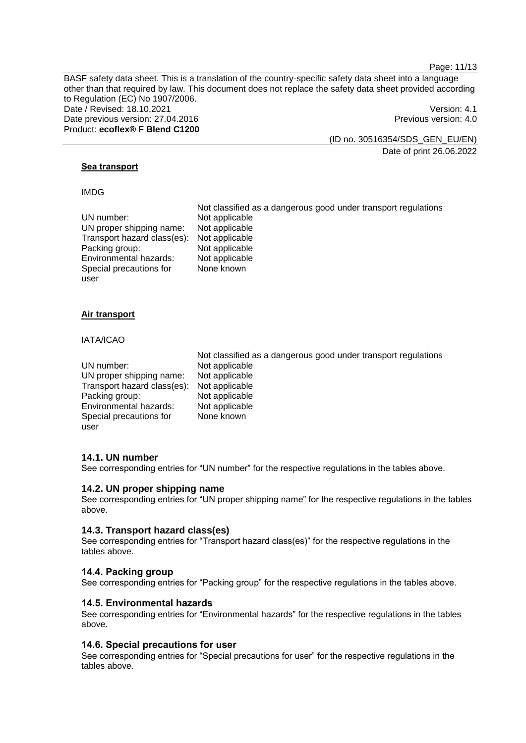#### Sea transport

IMDG

| | Not classified as a dangerous good under transport regulations |
|---|---|
| UN number: | Not applicable |
| UN proper shipping name: | Not applicable |
| Transport hazard class(es): | Not applicable |
| Packing group: | Not applicable |
| Environmental hazards: | Not applicable |
| Special precautions for user | None known |

#### Air transport

IATA/ICAO

| | Not classified as a dangerous good under transport regulations |
|---|---|
| UN number: | Not applicable |
| UN proper shipping name: | Not applicable |
| Transport hazard class(es): | Not applicable |
| Packing group: | Not applicable |
| Environmental hazards: | Not applicable |
| Special precautions for user | None known |

### 14.1. UN number

See corresponding entries for "UN number" for the respective regulations in the tables above.

### 14.2. UN proper shipping name

See corresponding entries for "UN proper shipping name" for the respective regulations in the tables above.

### 14.3. Transport hazard class(es)

See corresponding entries for "Transport hazard class(es)" for the respective regulations in the tables above.

### 14.4. Packing group

See corresponding entries for "Packing group" for the respective regulations in the tables above.

### 14.5. Environmental hazards

See corresponding entries for "Environmental hazards" for the respective regulations in the tables above.

### 14.6. Special precautions for user

See corresponding entries for "Special precautions for user" for the respective regulations in the tables above.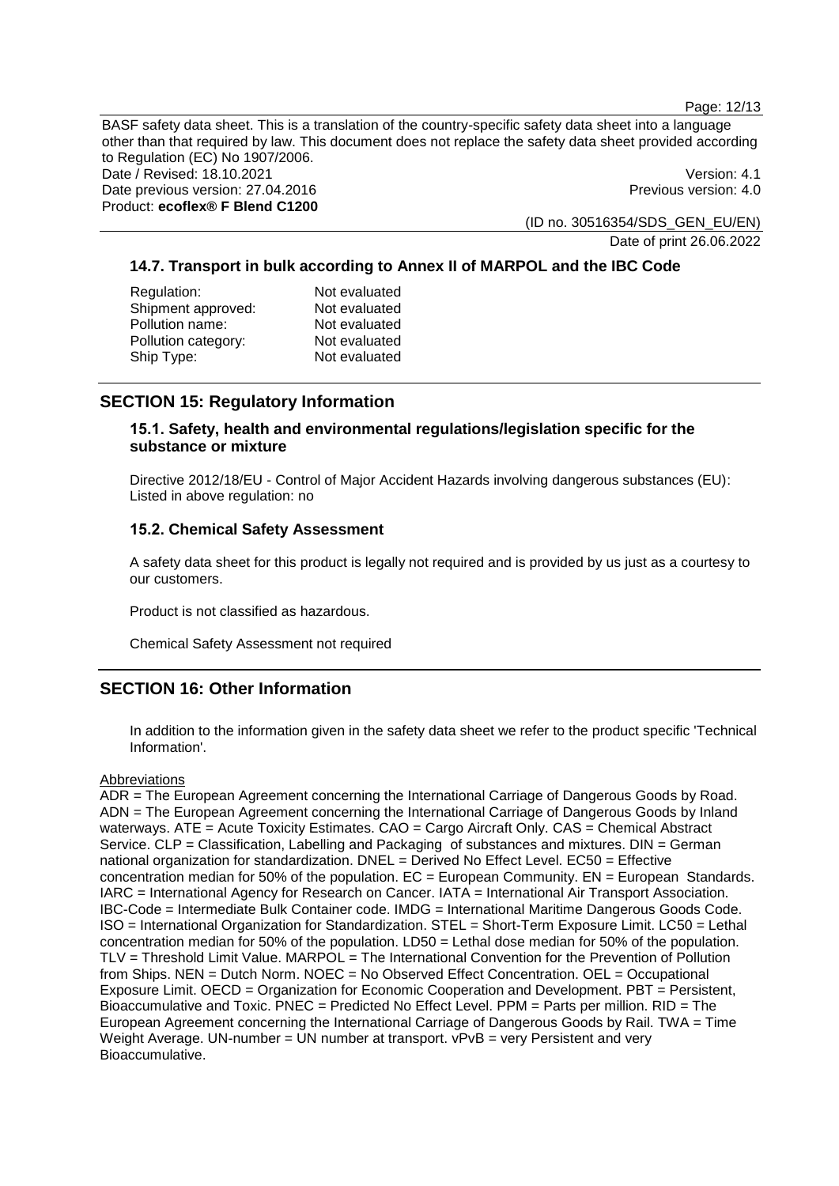### 14.7. Transport in bulk according to Annex II of MARPOL and the IBC Code

| | |
|---|---|
| Regulation: | Not evaluated |
| Shipment approved: | Not evaluated |
| Pollution name: | Not evaluated |
| Pollution category: | Not evaluated |
| Ship Type: | Not evaluated |

## SECTION 15: Regulatory Information

### 15.1. Safety, health and environmental regulations/legislation specific for the substance or mixture

Directive 2012/18/EU - Control of Major Accident Hazards involving dangerous substances (EU): Listed in above regulation: no

### 15.2. Chemical Safety Assessment

A safety data sheet for this product is legally not required and is provided by us just as a courtesy to our customers.

Product is not classified as hazardous.

Chemical Safety Assessment not required

## SECTION 16: Other Information

In addition to the information given in the safety data sheet we refer to the product specific 'Technical Information'.

Abbreviations

ADR = The European Agreement concerning the International Carriage of Dangerous Goods by Road. ADN = The European Agreement concerning the International Carriage of Dangerous Goods by Inland waterways. ATE = Acute Toxicity Estimates. CAO = Cargo Aircraft Only. CAS = Chemical Abstract Service. CLP = Classification, Labelling and Packaging of substances and mixtures. DIN = German national organization for standardization. DNEL = Derived No Effect Level. EC50 = Effective concentration median for 50% of the population. EC = European Community. EN = European Standards. IARC = International Agency for Research on Cancer. IATA = International Air Transport Association. IBC-Code = Intermediate Bulk Container code. IMDG = International Maritime Dangerous Goods Code. ISO = International Organization for Standardization. STEL = Short-Term Exposure Limit. LC50 = Lethal concentration median for 50% of the population. LD50 = Lethal dose median for 50% of the population. TLV = Threshold Limit Value. MARPOL = The International Convention for the Prevention of Pollution from Ships. NEN = Dutch Norm. NOEC = No Observed Effect Concentration. OEL = Occupational Exposure Limit. OECD = Organization for Economic Cooperation and Development. PBT = Persistent, Bioaccumulative and Toxic. PNEC = Predicted No Effect Level. PPM = Parts per million. RID = The European Agreement concerning the International Carriage of Dangerous Goods by Rail. TWA = Time Weight Average. UN-number = UN number at transport. vPvB = very Persistent and very Bioaccumulative.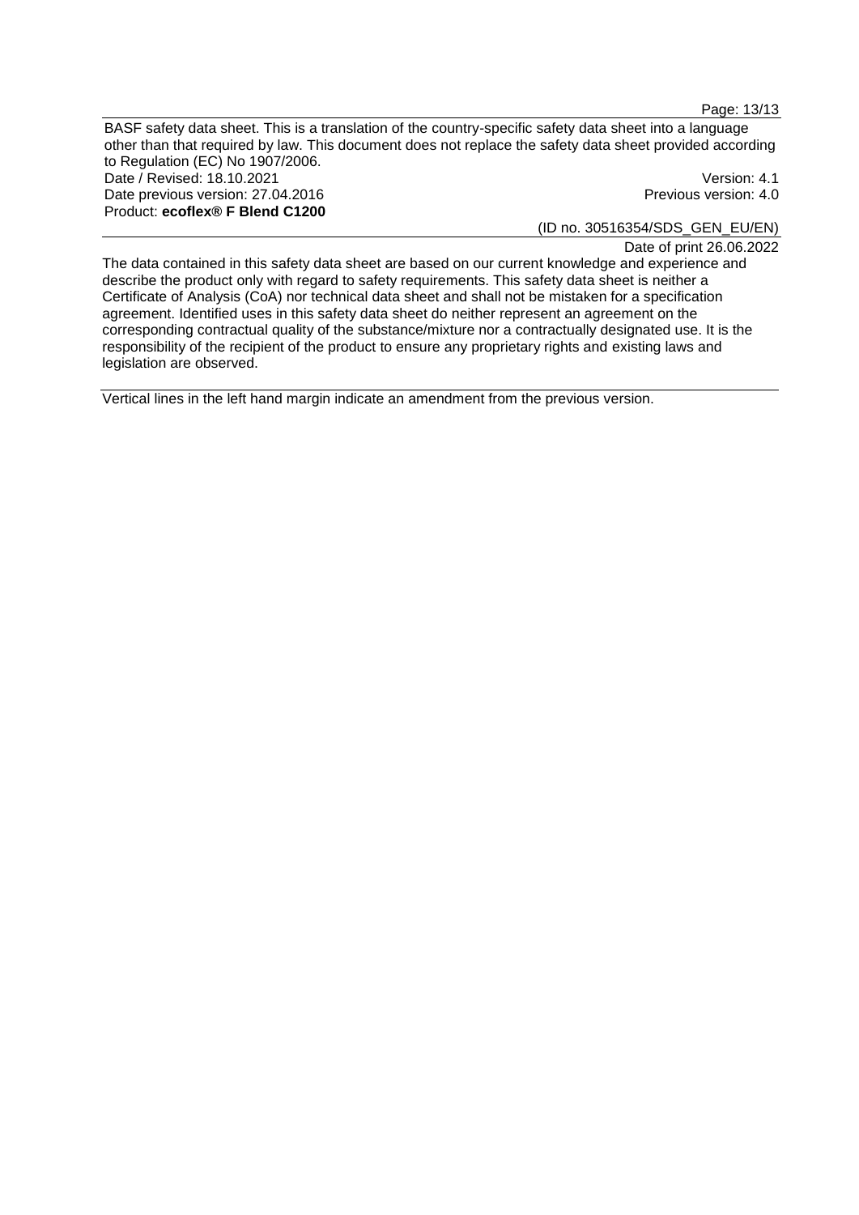The data contained in this safety data sheet are based on our current knowledge and experience and describe the product only with regard to safety requirements. This safety data sheet is neither a Certificate of Analysis (CoA) nor technical data sheet and shall not be mistaken for a specification agreement. Identified uses in this safety data sheet do neither represent an agreement on the corresponding contractual quality of the substance/mixture nor a contractually designated use. It is the responsibility of the recipient of the product to ensure any proprietary rights and existing laws and legislation are observed.

---

Vertical lines in the left hand margin indicate an amendment from the previous version.